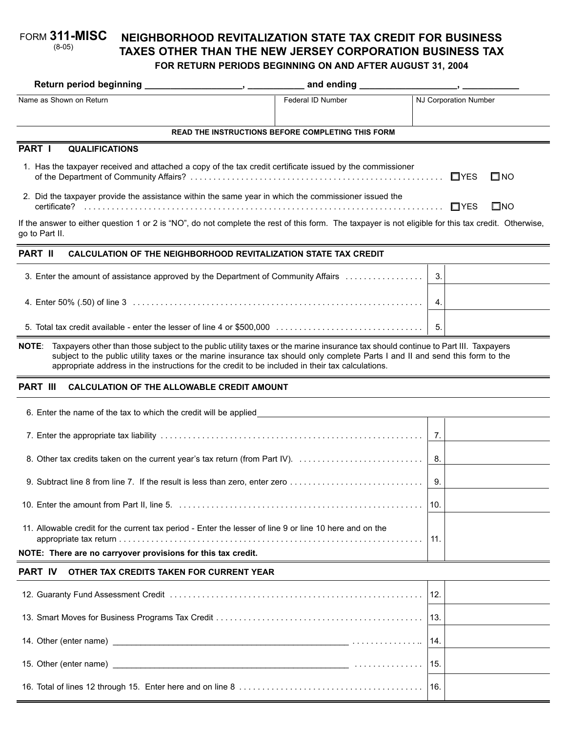FORM **311-MISC**
(8-05)

# NEIGHBORHOOD REVITALIZATION STATE TAX CREDIT FOR BUSINESS TAXES OTHER THAN THE NEW JERSEY CORPORATION BUSINESS TAX

**FOR RETURN PERIODS BEGINNING ON AND AFTER AUGUST 31, 2004**

**Return period beginning __________________, __________ and ending __________________, __________**

| Name as Shown on Return | Federal ID Number | NJ Corporation Number |
|---|---|---|
| | | |

**READ THE INSTRUCTIONS BEFORE COMPLETING THIS FORM**

## PART I QUALIFICATIONS

1. Has the taxpayer received and attached a copy of the tax credit certificate issued by the commissioner of the Department of Community Affairs? ☐ YES ☐ NO

2. Did the taxpayer provide the assistance within the same year in which the commissioner issued the certificate? ☐ YES ☐ NO

If the answer to either question 1 or 2 is "NO", do not complete the rest of this form. The taxpayer is not eligible for this tax credit. Otherwise, go to Part II.

## PART II CALCULATION OF THE NEIGHBORHOOD REVITALIZATION STATE TAX CREDIT

| | Line | Amount |
|---|---|---|
| 3. Enter the amount of assistance approved by the Department of Community Affairs | 3. | |
| 4. Enter 50% (.50) of line 3 | 4. | |
| 5. Total tax credit available - enter the lesser of line 4 or $500,000 | 5. | |

**NOTE**: Taxpayers other than those subject to the public utility taxes or the marine insurance tax should continue to Part III. Taxpayers subject to the public utility taxes or the marine insurance tax should only complete Parts I and II and send this form to the appropriate address in the instructions for the credit to be included in their tax calculations.

## PART III CALCULATION OF THE ALLOWABLE CREDIT AMOUNT

6. Enter the name of the tax to which the credit will be applied ______________________________

| | Line | Amount |
|---|---|---|
| 7. Enter the appropriate tax liability | 7. | |
| 8. Other tax credits taken on the current year's tax return (from Part IV). | 8. | |
| 9. Subtract line 8 from line 7. If the result is less than zero, enter zero | 9. | |
| 10. Enter the amount from Part II, line 5. | 10. | |
| 11. Allowable credit for the current tax period - Enter the lesser of line 9 or line 10 here and on the appropriate tax return | 11. | |

**NOTE: There are no carryover provisions for this tax credit.**

## PART IV OTHER TAX CREDITS TAKEN FOR CURRENT YEAR

| | Line | Amount |
|---|---|---|
| 12. Guaranty Fund Assessment Credit | 12. | |
| 13. Smart Moves for Business Programs Tax Credit | 13. | |
| 14. Other (enter name) ______________________________ | 14. | |
| 15. Other (enter name) ______________________________ | 15. | |
| 16. Total of lines 12 through 15. Enter here and on line 8 | 16. | |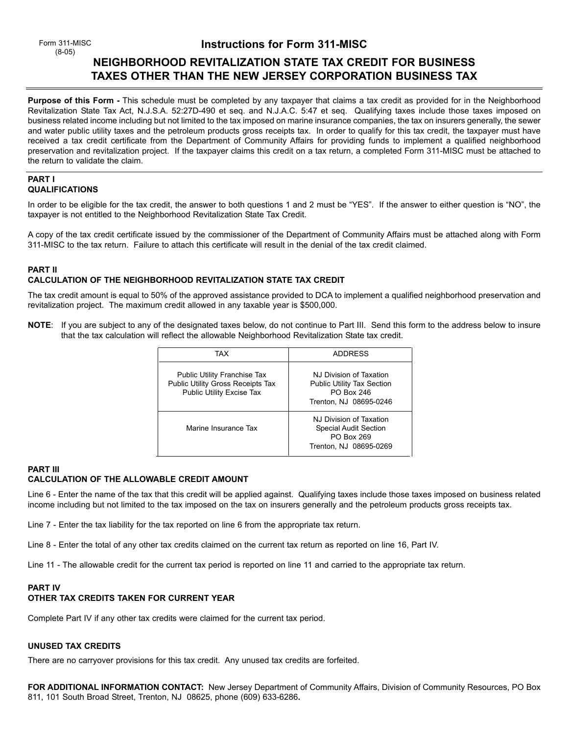Form 311-MISC
(8-05)

# Instructions for Form 311-MISC

## NEIGHBORHOOD REVITALIZATION STATE TAX CREDIT FOR BUSINESS TAXES OTHER THAN THE NEW JERSEY CORPORATION BUSINESS TAX

**Purpose of this Form -** This schedule must be completed by any taxpayer that claims a tax credit as provided for in the Neighborhood Revitalization State Tax Act, N.J.S.A. 52:27D-490 et seq. and N.J.A.C. 5:47 et seq. Qualifying taxes include those taxes imposed on business related income including but not limited to the tax imposed on marine insurance companies, the tax on insurers generally, the sewer and water public utility taxes and the petroleum products gross receipts tax. In order to qualify for this tax credit, the taxpayer must have received a tax credit certificate from the Department of Community Affairs for providing funds to implement a qualified neighborhood preservation and revitalization project. If the taxpayer claims this credit on a tax return, a completed Form 311-MISC must be attached to the return to validate the claim.

### PART I
### QUALIFICATIONS

In order to be eligible for the tax credit, the answer to both questions 1 and 2 must be "YES". If the answer to either question is "NO", the taxpayer is not entitled to the Neighborhood Revitalization State Tax Credit.

A copy of the tax credit certificate issued by the commissioner of the Department of Community Affairs must be attached along with Form 311-MISC to the tax return. Failure to attach this certificate will result in the denial of the tax credit claimed.

### PART II
### CALCULATION OF THE NEIGHBORHOOD REVITALIZATION STATE TAX CREDIT

The tax credit amount is equal to 50% of the approved assistance provided to DCA to implement a qualified neighborhood preservation and revitalization project. The maximum credit allowed in any taxable year is $500,000.

**NOTE**: If you are subject to any of the designated taxes below, do not continue to Part III. Send this form to the address below to insure that the tax calculation will reflect the allowable Neighborhood Revitalization State tax credit.

| TAX | ADDRESS |
|---|---|
| Public Utility Franchise Tax<br>Public Utility Gross Receipts Tax<br>Public Utility Excise Tax | NJ Division of Taxation<br>Public Utility Tax Section<br>PO Box 246<br>Trenton, NJ 08695-0246 |
| Marine Insurance Tax | NJ Division of Taxation<br>Special Audit Section<br>PO Box 269<br>Trenton, NJ 08695-0269 |

### PART III
### CALCULATION OF THE ALLOWABLE CREDIT AMOUNT

Line 6 - Enter the name of the tax that this credit will be applied against. Qualifying taxes include those taxes imposed on business related income including but not limited to the tax imposed on the tax on insurers generally and the petroleum products gross receipts tax.

Line 7 - Enter the tax liability for the tax reported on line 6 from the appropriate tax return.

Line 8 - Enter the total of any other tax credits claimed on the current tax return as reported on line 16, Part IV.

Line 11 - The allowable credit for the current tax period is reported on line 11 and carried to the appropriate tax return.

### PART IV
### OTHER TAX CREDITS TAKEN FOR CURRENT YEAR

Complete Part IV if any other tax credits were claimed for the current tax period.

### UNUSED TAX CREDITS

There are no carryover provisions for this tax credit. Any unused tax credits are forfeited.

**FOR ADDITIONAL INFORMATION CONTACT:** New Jersey Department of Community Affairs, Division of Community Resources, PO Box 811, 101 South Broad Street, Trenton, NJ 08625, phone (609) 633-6286**.**